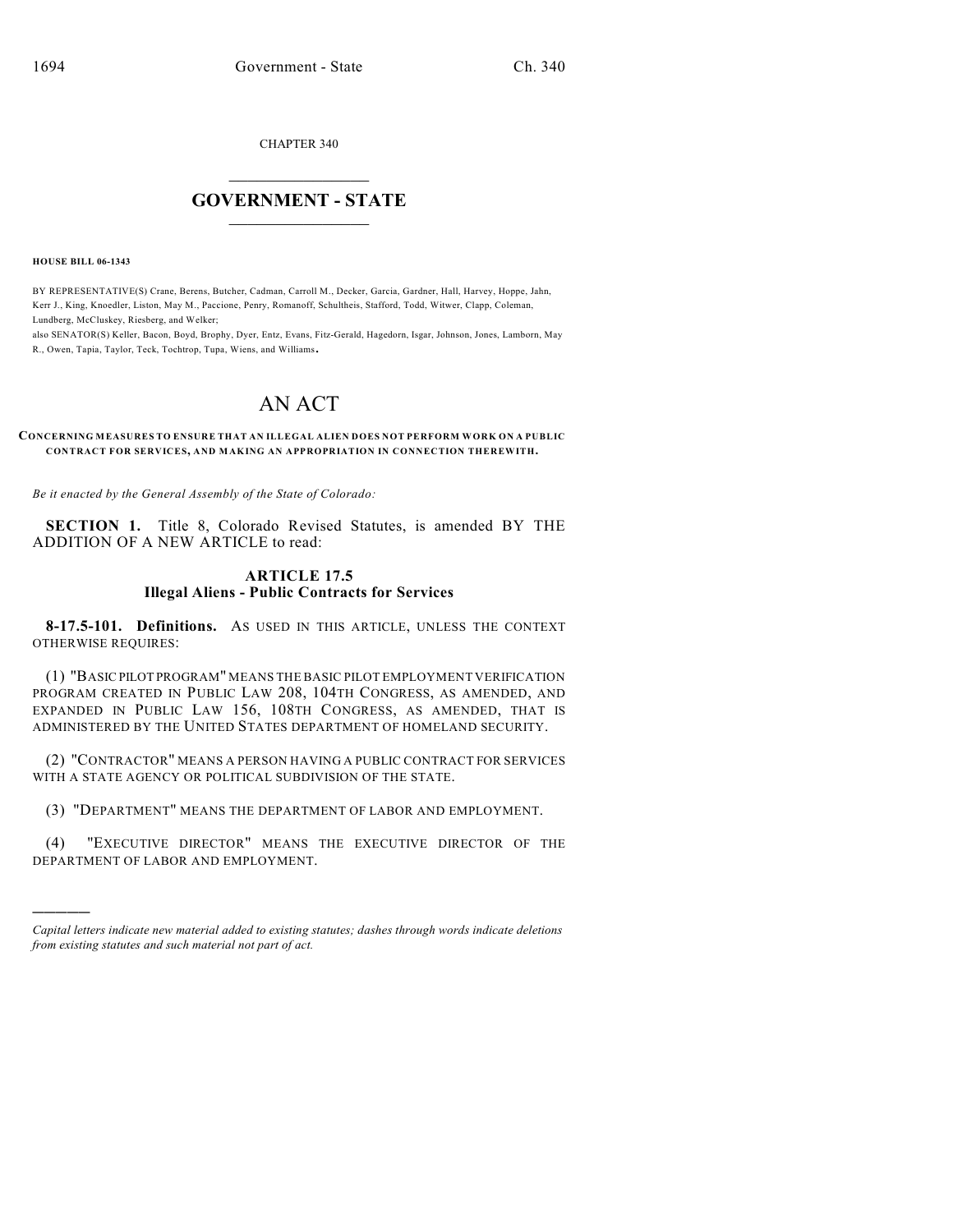CHAPTER 340

# GOVERNMENT - STATE

**HOUSE BILL 06-1343**

BY REPRESENTATIVE(S) Crane, Berens, Butcher, Cadman, Carroll M., Decker, Garcia, Gardner, Hall, Harvey, Hoppe, Jahn, Kerr J., King, Knoedler, Liston, May M., Paccione, Penry, Romanoff, Schultheis, Stafford, Todd, Witwer, Clapp, Coleman, Lundberg, McCluskey, Riesberg, and Welker;
also SENATOR(S) Keller, Bacon, Boyd, Brophy, Dyer, Entz, Evans, Fitz-Gerald, Hagedorn, Isgar, Johnson, Jones, Lamborn, May R., Owen, Tapia, Taylor, Teck, Tochtrop, Tupa, Wiens, and Williams.

# AN ACT

**CONCERNING MEASURES TO ENSURE THAT AN ILLEGAL ALIEN DOES NOT PERFORM WORK ON A PUBLIC CONTRACT FOR SERVICES, AND MAKING AN APPROPRIATION IN CONNECTION THEREWITH.**

*Be it enacted by the General Assembly of the State of Colorado:*

**SECTION 1.** Title 8, Colorado Revised Statutes, is amended BY THE ADDITION OF A NEW ARTICLE to read:

## ARTICLE 17.5
## Illegal Aliens - Public Contracts for Services

**8-17.5-101. Definitions.** AS USED IN THIS ARTICLE, UNLESS THE CONTEXT OTHERWISE REQUIRES:

(1) "BASIC PILOT PROGRAM" MEANS THE BASIC PILOT EMPLOYMENT VERIFICATION PROGRAM CREATED IN PUBLIC LAW 208, 104TH CONGRESS, AS AMENDED, AND EXPANDED IN PUBLIC LAW 156, 108TH CONGRESS, AS AMENDED, THAT IS ADMINISTERED BY THE UNITED STATES DEPARTMENT OF HOMELAND SECURITY.

(2) "CONTRACTOR" MEANS A PERSON HAVING A PUBLIC CONTRACT FOR SERVICES WITH A STATE AGENCY OR POLITICAL SUBDIVISION OF THE STATE.

(3) "DEPARTMENT" MEANS THE DEPARTMENT OF LABOR AND EMPLOYMENT.

(4) "EXECUTIVE DIRECTOR" MEANS THE EXECUTIVE DIRECTOR OF THE DEPARTMENT OF LABOR AND EMPLOYMENT.

---

*Capital letters indicate new material added to existing statutes; dashes through words indicate deletions from existing statutes and such material not part of act.*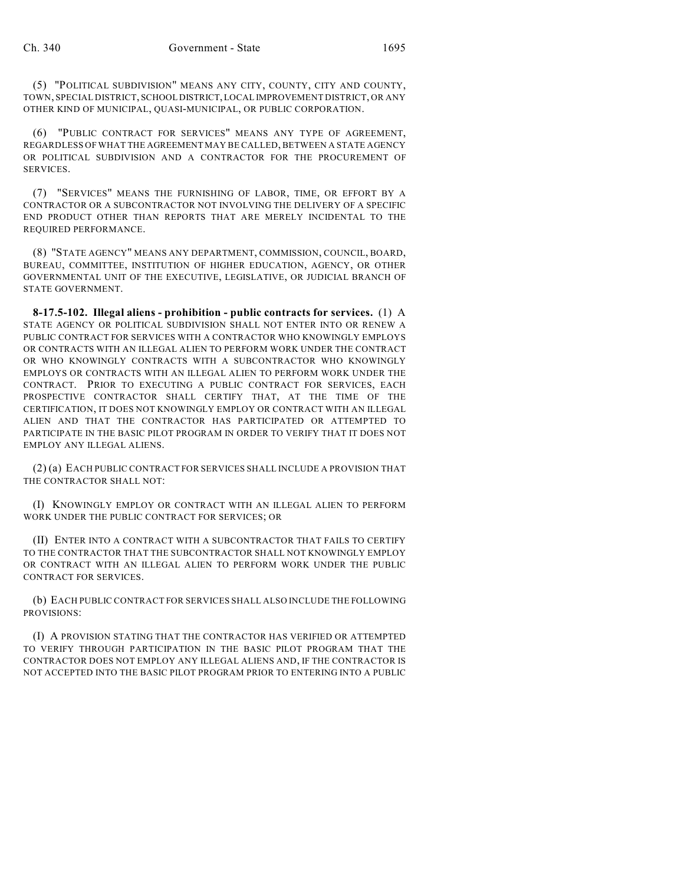(5) "POLITICAL SUBDIVISION" MEANS ANY CITY, COUNTY, CITY AND COUNTY, TOWN, SPECIAL DISTRICT, SCHOOL DISTRICT, LOCAL IMPROVEMENT DISTRICT, OR ANY OTHER KIND OF MUNICIPAL, QUASI-MUNICIPAL, OR PUBLIC CORPORATION.

(6) "PUBLIC CONTRACT FOR SERVICES" MEANS ANY TYPE OF AGREEMENT, REGARDLESS OF WHAT THE AGREEMENT MAY BE CALLED, BETWEEN A STATE AGENCY OR POLITICAL SUBDIVISION AND A CONTRACTOR FOR THE PROCUREMENT OF SERVICES.

(7) "SERVICES" MEANS THE FURNISHING OF LABOR, TIME, OR EFFORT BY A CONTRACTOR OR A SUBCONTRACTOR NOT INVOLVING THE DELIVERY OF A SPECIFIC END PRODUCT OTHER THAN REPORTS THAT ARE MERELY INCIDENTAL TO THE REQUIRED PERFORMANCE.

(8) "STATE AGENCY" MEANS ANY DEPARTMENT, COMMISSION, COUNCIL, BOARD, BUREAU, COMMITTEE, INSTITUTION OF HIGHER EDUCATION, AGENCY, OR OTHER GOVERNMENTAL UNIT OF THE EXECUTIVE, LEGISLATIVE, OR JUDICIAL BRANCH OF STATE GOVERNMENT.

**8-17.5-102. Illegal aliens - prohibition - public contracts for services.** (1) A STATE AGENCY OR POLITICAL SUBDIVISION SHALL NOT ENTER INTO OR RENEW A PUBLIC CONTRACT FOR SERVICES WITH A CONTRACTOR WHO KNOWINGLY EMPLOYS OR CONTRACTS WITH AN ILLEGAL ALIEN TO PERFORM WORK UNDER THE CONTRACT OR WHO KNOWINGLY CONTRACTS WITH A SUBCONTRACTOR WHO KNOWINGLY EMPLOYS OR CONTRACTS WITH AN ILLEGAL ALIEN TO PERFORM WORK UNDER THE CONTRACT. PRIOR TO EXECUTING A PUBLIC CONTRACT FOR SERVICES, EACH PROSPECTIVE CONTRACTOR SHALL CERTIFY THAT, AT THE TIME OF THE CERTIFICATION, IT DOES NOT KNOWINGLY EMPLOY OR CONTRACT WITH AN ILLEGAL ALIEN AND THAT THE CONTRACTOR HAS PARTICIPATED OR ATTEMPTED TO PARTICIPATE IN THE BASIC PILOT PROGRAM IN ORDER TO VERIFY THAT IT DOES NOT EMPLOY ANY ILLEGAL ALIENS.

(2) (a) EACH PUBLIC CONTRACT FOR SERVICES SHALL INCLUDE A PROVISION THAT THE CONTRACTOR SHALL NOT:

(I) KNOWINGLY EMPLOY OR CONTRACT WITH AN ILLEGAL ALIEN TO PERFORM WORK UNDER THE PUBLIC CONTRACT FOR SERVICES; OR

(II) ENTER INTO A CONTRACT WITH A SUBCONTRACTOR THAT FAILS TO CERTIFY TO THE CONTRACTOR THAT THE SUBCONTRACTOR SHALL NOT KNOWINGLY EMPLOY OR CONTRACT WITH AN ILLEGAL ALIEN TO PERFORM WORK UNDER THE PUBLIC CONTRACT FOR SERVICES.

(b) EACH PUBLIC CONTRACT FOR SERVICES SHALL ALSO INCLUDE THE FOLLOWING PROVISIONS:

(I) A PROVISION STATING THAT THE CONTRACTOR HAS VERIFIED OR ATTEMPTED TO VERIFY THROUGH PARTICIPATION IN THE BASIC PILOT PROGRAM THAT THE CONTRACTOR DOES NOT EMPLOY ANY ILLEGAL ALIENS AND, IF THE CONTRACTOR IS NOT ACCEPTED INTO THE BASIC PILOT PROGRAM PRIOR TO ENTERING INTO A PUBLIC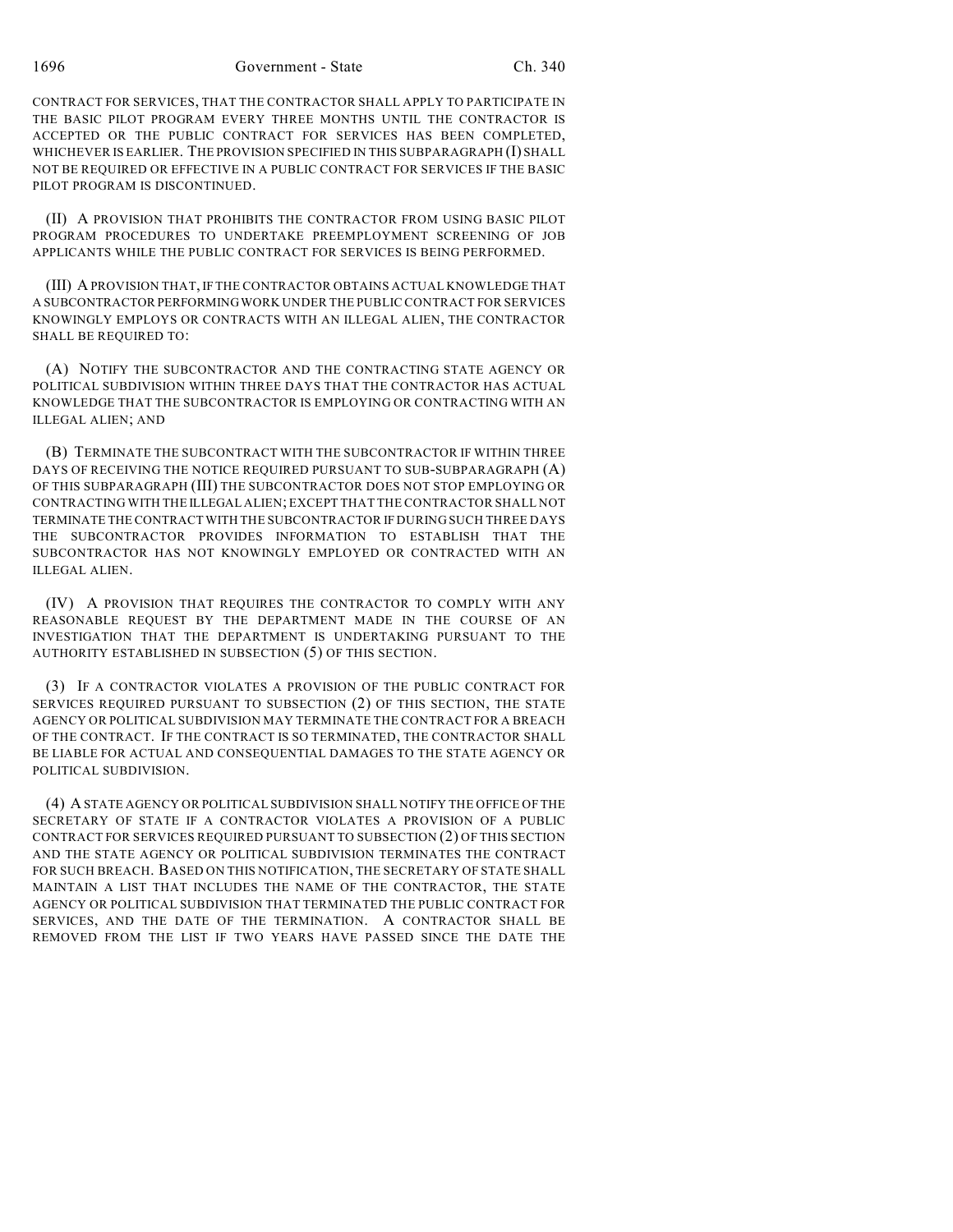CONTRACT FOR SERVICES, THAT THE CONTRACTOR SHALL APPLY TO PARTICIPATE IN THE BASIC PILOT PROGRAM EVERY THREE MONTHS UNTIL THE CONTRACTOR IS ACCEPTED OR THE PUBLIC CONTRACT FOR SERVICES HAS BEEN COMPLETED, WHICHEVER IS EARLIER. THE PROVISION SPECIFIED IN THIS SUBPARAGRAPH (I) SHALL NOT BE REQUIRED OR EFFECTIVE IN A PUBLIC CONTRACT FOR SERVICES IF THE BASIC PILOT PROGRAM IS DISCONTINUED.

(II) A PROVISION THAT PROHIBITS THE CONTRACTOR FROM USING BASIC PILOT PROGRAM PROCEDURES TO UNDERTAKE PREEMPLOYMENT SCREENING OF JOB APPLICANTS WHILE THE PUBLIC CONTRACT FOR SERVICES IS BEING PERFORMED.

(III) A PROVISION THAT, IF THE CONTRACTOR OBTAINS ACTUAL KNOWLEDGE THAT A SUBCONTRACTOR PERFORMING WORK UNDER THE PUBLIC CONTRACT FOR SERVICES KNOWINGLY EMPLOYS OR CONTRACTS WITH AN ILLEGAL ALIEN, THE CONTRACTOR SHALL BE REQUIRED TO:

(A) NOTIFY THE SUBCONTRACTOR AND THE CONTRACTING STATE AGENCY OR POLITICAL SUBDIVISION WITHIN THREE DAYS THAT THE CONTRACTOR HAS ACTUAL KNOWLEDGE THAT THE SUBCONTRACTOR IS EMPLOYING OR CONTRACTING WITH AN ILLEGAL ALIEN; AND

(B) TERMINATE THE SUBCONTRACT WITH THE SUBCONTRACTOR IF WITHIN THREE DAYS OF RECEIVING THE NOTICE REQUIRED PURSUANT TO SUB-SUBPARAGRAPH (A) OF THIS SUBPARAGRAPH (III) THE SUBCONTRACTOR DOES NOT STOP EMPLOYING OR CONTRACTING WITH THE ILLEGAL ALIEN; EXCEPT THAT THE CONTRACTOR SHALL NOT TERMINATE THE CONTRACT WITH THE SUBCONTRACTOR IF DURING SUCH THREE DAYS THE SUBCONTRACTOR PROVIDES INFORMATION TO ESTABLISH THAT THE SUBCONTRACTOR HAS NOT KNOWINGLY EMPLOYED OR CONTRACTED WITH AN ILLEGAL ALIEN.

(IV) A PROVISION THAT REQUIRES THE CONTRACTOR TO COMPLY WITH ANY REASONABLE REQUEST BY THE DEPARTMENT MADE IN THE COURSE OF AN INVESTIGATION THAT THE DEPARTMENT IS UNDERTAKING PURSUANT TO THE AUTHORITY ESTABLISHED IN SUBSECTION (5) OF THIS SECTION.

(3) IF A CONTRACTOR VIOLATES A PROVISION OF THE PUBLIC CONTRACT FOR SERVICES REQUIRED PURSUANT TO SUBSECTION (2) OF THIS SECTION, THE STATE AGENCY OR POLITICAL SUBDIVISION MAY TERMINATE THE CONTRACT FOR A BREACH OF THE CONTRACT. IF THE CONTRACT IS SO TERMINATED, THE CONTRACTOR SHALL BE LIABLE FOR ACTUAL AND CONSEQUENTIAL DAMAGES TO THE STATE AGENCY OR POLITICAL SUBDIVISION.

(4) A STATE AGENCY OR POLITICAL SUBDIVISION SHALL NOTIFY THE OFFICE OF THE SECRETARY OF STATE IF A CONTRACTOR VIOLATES A PROVISION OF A PUBLIC CONTRACT FOR SERVICES REQUIRED PURSUANT TO SUBSECTION (2) OF THIS SECTION AND THE STATE AGENCY OR POLITICAL SUBDIVISION TERMINATES THE CONTRACT FOR SUCH BREACH. BASED ON THIS NOTIFICATION, THE SECRETARY OF STATE SHALL MAINTAIN A LIST THAT INCLUDES THE NAME OF THE CONTRACTOR, THE STATE AGENCY OR POLITICAL SUBDIVISION THAT TERMINATED THE PUBLIC CONTRACT FOR SERVICES, AND THE DATE OF THE TERMINATION. A CONTRACTOR SHALL BE REMOVED FROM THE LIST IF TWO YEARS HAVE PASSED SINCE THE DATE THE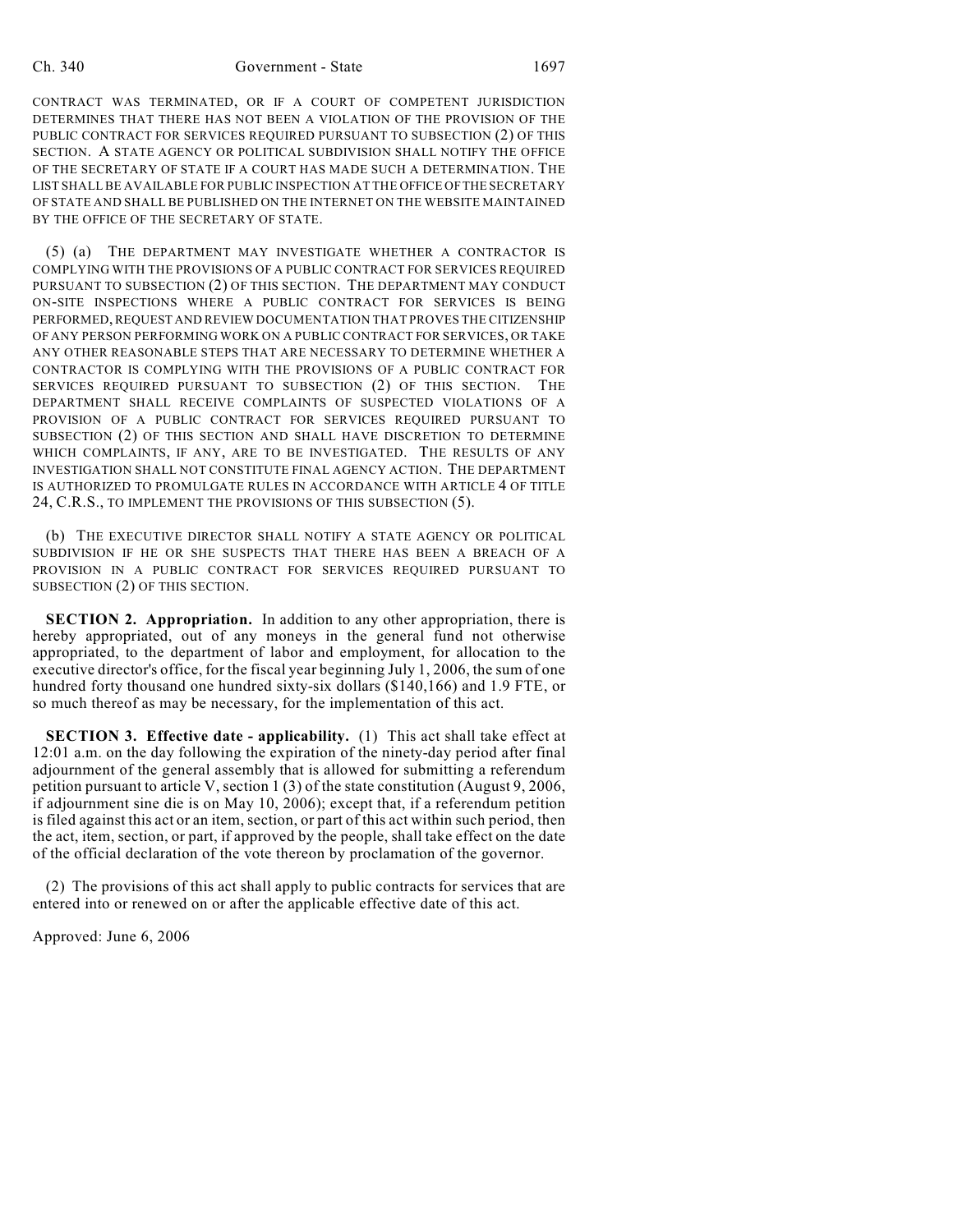CONTRACT WAS TERMINATED, OR IF A COURT OF COMPETENT JURISDICTION DETERMINES THAT THERE HAS NOT BEEN A VIOLATION OF THE PROVISION OF THE PUBLIC CONTRACT FOR SERVICES REQUIRED PURSUANT TO SUBSECTION (2) OF THIS SECTION. A STATE AGENCY OR POLITICAL SUBDIVISION SHALL NOTIFY THE OFFICE OF THE SECRETARY OF STATE IF A COURT HAS MADE SUCH A DETERMINATION. THE LIST SHALL BE AVAILABLE FOR PUBLIC INSPECTION AT THE OFFICE OF THE SECRETARY OF STATE AND SHALL BE PUBLISHED ON THE INTERNET ON THE WEBSITE MAINTAINED BY THE OFFICE OF THE SECRETARY OF STATE.

(5) (a) THE DEPARTMENT MAY INVESTIGATE WHETHER A CONTRACTOR IS COMPLYING WITH THE PROVISIONS OF A PUBLIC CONTRACT FOR SERVICES REQUIRED PURSUANT TO SUBSECTION (2) OF THIS SECTION. THE DEPARTMENT MAY CONDUCT ON-SITE INSPECTIONS WHERE A PUBLIC CONTRACT FOR SERVICES IS BEING PERFORMED, REQUEST AND REVIEW DOCUMENTATION THAT PROVES THE CITIZENSHIP OF ANY PERSON PERFORMING WORK ON A PUBLIC CONTRACT FOR SERVICES, OR TAKE ANY OTHER REASONABLE STEPS THAT ARE NECESSARY TO DETERMINE WHETHER A CONTRACTOR IS COMPLYING WITH THE PROVISIONS OF A PUBLIC CONTRACT FOR SERVICES REQUIRED PURSUANT TO SUBSECTION (2) OF THIS SECTION. THE DEPARTMENT SHALL RECEIVE COMPLAINTS OF SUSPECTED VIOLATIONS OF A PROVISION OF A PUBLIC CONTRACT FOR SERVICES REQUIRED PURSUANT TO SUBSECTION (2) OF THIS SECTION AND SHALL HAVE DISCRETION TO DETERMINE WHICH COMPLAINTS, IF ANY, ARE TO BE INVESTIGATED. THE RESULTS OF ANY INVESTIGATION SHALL NOT CONSTITUTE FINAL AGENCY ACTION. THE DEPARTMENT IS AUTHORIZED TO PROMULGATE RULES IN ACCORDANCE WITH ARTICLE 4 OF TITLE 24, C.R.S., TO IMPLEMENT THE PROVISIONS OF THIS SUBSECTION (5).

(b) THE EXECUTIVE DIRECTOR SHALL NOTIFY A STATE AGENCY OR POLITICAL SUBDIVISION IF HE OR SHE SUSPECTS THAT THERE HAS BEEN A BREACH OF A PROVISION IN A PUBLIC CONTRACT FOR SERVICES REQUIRED PURSUANT TO SUBSECTION (2) OF THIS SECTION.

**SECTION 2. Appropriation.** In addition to any other appropriation, there is hereby appropriated, out of any moneys in the general fund not otherwise appropriated, to the department of labor and employment, for allocation to the executive director's office, for the fiscal year beginning July 1, 2006, the sum of one hundred forty thousand one hundred sixty-six dollars ($140,166) and 1.9 FTE, or so much thereof as may be necessary, for the implementation of this act.

**SECTION 3. Effective date - applicability.** (1) This act shall take effect at 12:01 a.m. on the day following the expiration of the ninety-day period after final adjournment of the general assembly that is allowed for submitting a referendum petition pursuant to article V, section 1 (3) of the state constitution (August 9, 2006, if adjournment sine die is on May 10, 2006); except that, if a referendum petition is filed against this act or an item, section, or part of this act within such period, then the act, item, section, or part, if approved by the people, shall take effect on the date of the official declaration of the vote thereon by proclamation of the governor.

(2) The provisions of this act shall apply to public contracts for services that are entered into or renewed on or after the applicable effective date of this act.

Approved: June 6, 2006